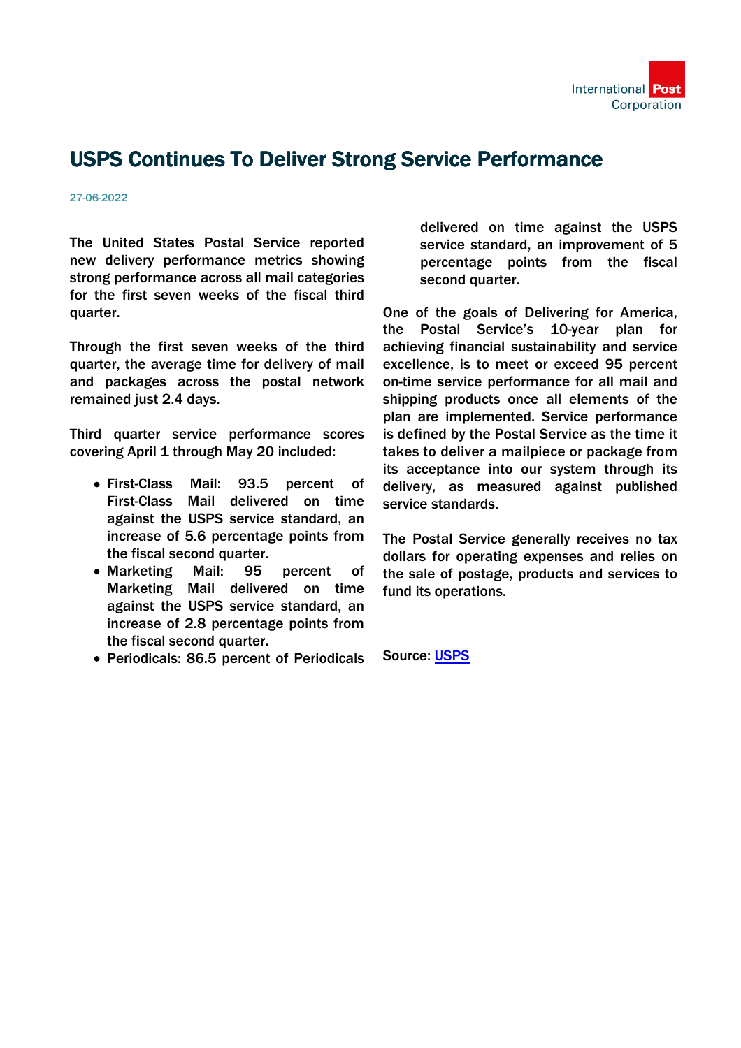# USPS Continues To Deliver Strong Service Performance

27-06-2022

The United States Postal Service reported new delivery performance metrics showing strong performance across all mail categories for the first seven weeks of the fiscal third quarter.

Through the first seven weeks of the third quarter, the average time for delivery of mail and packages across the postal network remained just 2.4 days.

Third quarter service performance scores covering April 1 through May 20 included:

- First-Class Mail: 93.5 percent of First-Class Mail delivered on time against the USPS service standard, an increase of 5.6 percentage points from the fiscal second quarter.
- Marketing Mail: 95 percent of Marketing Mail delivered on time against the USPS service standard, an increase of 2.8 percentage points from the fiscal second quarter.
- Periodicals: 86.5 percent of Periodicals delivered on time against the USPS service standard, an improvement of 5 percentage points from the fiscal second quarter.

One of the goals of Delivering for America, the Postal Service's 10-year plan for achieving financial sustainability and service excellence, is to meet or exceed 95 percent on-time service performance for all mail and shipping products once all elements of the plan are implemented. Service performance is defined by the Postal Service as the time it takes to deliver a mailpiece or package from its acceptance into our system through its delivery, as measured against published service standards.

The Postal Service generally receives no tax dollars for operating expenses and relies on the sale of postage, products and services to fund its operations.

Source: USPS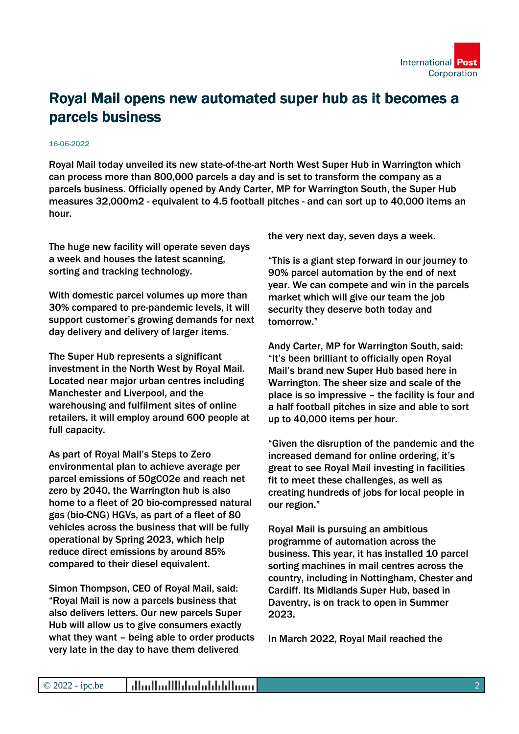# Royal Mail opens new automated super hub as it becomes a parcels business

16-06-2022

Royal Mail today unveiled its new state-of-the-art North West Super Hub in Warrington which can process more than 800,000 parcels a day and is set to transform the company as a parcels business. Officially opened by Andy Carter, MP for Warrington South, the Super Hub measures 32,000m2 - equivalent to 4.5 football pitches - and can sort up to 40,000 items an hour.

The huge new facility will operate seven days a week and houses the latest scanning, sorting and tracking technology.

With domestic parcel volumes up more than 30% compared to pre-pandemic levels, it will support customer's growing demands for next day delivery and delivery of larger items.

The Super Hub represents a significant investment in the North West by Royal Mail. Located near major urban centres including Manchester and Liverpool, and the warehousing and fulfilment sites of online retailers, it will employ around 600 people at full capacity.

As part of Royal Mail's Steps to Zero environmental plan to achieve average per parcel emissions of 50gCO2e and reach net zero by 2040, the Warrington hub is also home to a fleet of 20 bio-compressed natural gas (bio-CNG) HGVs, as part of a fleet of 80 vehicles across the business that will be fully operational by Spring 2023, which help reduce direct emissions by around 85% compared to their diesel equivalent.

Simon Thompson, CEO of Royal Mail, said: "Royal Mail is now a parcels business that also delivers letters. Our new parcels Super Hub will allow us to give consumers exactly what they want – being able to order products very late in the day to have them delivered the very next day, seven days a week.

"This is a giant step forward in our journey to 90% parcel automation by the end of next year. We can compete and win in the parcels market which will give our team the job security they deserve both today and tomorrow."

Andy Carter, MP for Warrington South, said: "It's been brilliant to officially open Royal Mail's brand new Super Hub based here in Warrington. The sheer size and scale of the place is so impressive – the facility is four and a half football pitches in size and able to sort up to 40,000 items per hour.

"Given the disruption of the pandemic and the increased demand for online ordering, it's great to see Royal Mail investing in facilities fit to meet these challenges, as well as creating hundreds of jobs for local people in our region."

Royal Mail is pursuing an ambitious programme of automation across the business. This year, it has installed 10 parcel sorting machines in mail centres across the country, including in Nottingham, Chester and Cardiff. Its Midlands Super Hub, based in Daventry, is on track to open in Summer 2023.

In March 2022, Royal Mail reached the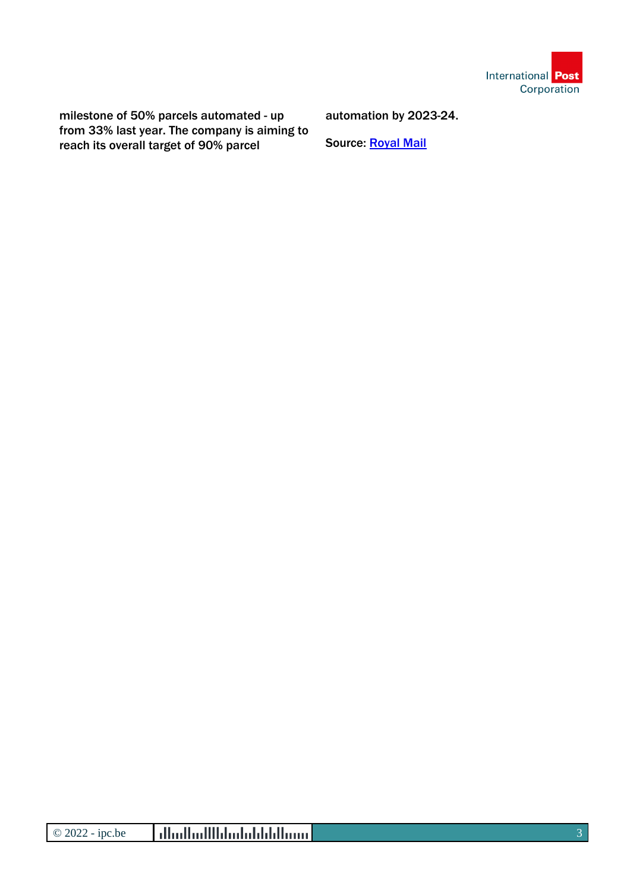milestone of 50% parcels automated - up from 33% last year. The company is aiming to reach its overall target of 90% parcel automation by 2023-24.

Source: [Royal Mail]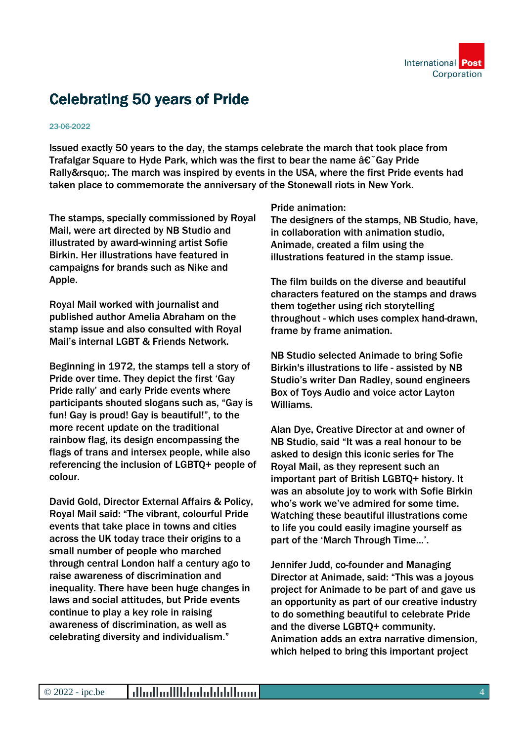# Celebrating 50 years of Pride

23-06-2022

Issued exactly 50 years to the day, the stamps celebrate the march that took place from Trafalgar Square to Hyde Park, which was the first to bear the name â€˜Gay Pride Rally&rsquo;. The march was inspired by events in the USA, where the first Pride events had taken place to commemorate the anniversary of the Stonewall riots in New York.

The stamps, specially commissioned by Royal Mail, were art directed by NB Studio and illustrated by award-winning artist Sofie Birkin. Her illustrations have featured in campaigns for brands such as Nike and Apple.

Royal Mail worked with journalist and published author Amelia Abraham on the stamp issue and also consulted with Royal Mail's internal LGBT & Friends Network.

Beginning in 1972, the stamps tell a story of Pride over time. They depict the first 'Gay Pride rally' and early Pride events where participants shouted slogans such as, "Gay is fun! Gay is proud! Gay is beautiful!", to the more recent update on the traditional rainbow flag, its design encompassing the flags of trans and intersex people, while also referencing the inclusion of LGBTQ+ people of colour.

David Gold, Director External Affairs & Policy, Royal Mail said: "The vibrant, colourful Pride events that take place in towns and cities across the UK today trace their origins to a small number of people who marched through central London half a century ago to raise awareness of discrimination and inequality. There have been huge changes in laws and social attitudes, but Pride events continue to play a key role in raising awareness of discrimination, as well as celebrating diversity and individualism."

Pride animation:
The designers of the stamps, NB Studio, have, in collaboration with animation studio, Animade, created a film using the illustrations featured in the stamp issue.

The film builds on the diverse and beautiful characters featured on the stamps and draws them together using rich storytelling throughout - which uses complex hand-drawn, frame by frame animation.

NB Studio selected Animade to bring Sofie Birkin's illustrations to life - assisted by NB Studio's writer Dan Radley, sound engineers Box of Toys Audio and voice actor Layton Williams.

Alan Dye, Creative Director at and owner of NB Studio, said "It was a real honour to be asked to design this iconic series for The Royal Mail, as they represent such an important part of British LGBTQ+ history. It was an absolute joy to work with Sofie Birkin who's work we've admired for some time. Watching these beautiful illustrations come to life you could easily imagine yourself as part of the 'March Through Time...'.

Jennifer Judd, co-founder and Managing Director at Animade, said: "This was a joyous project for Animade to be part of and gave us an opportunity as part of our creative industry to do something beautiful to celebrate Pride and the diverse LGBTQ+ community. Animation adds an extra narrative dimension, which helped to bring this important project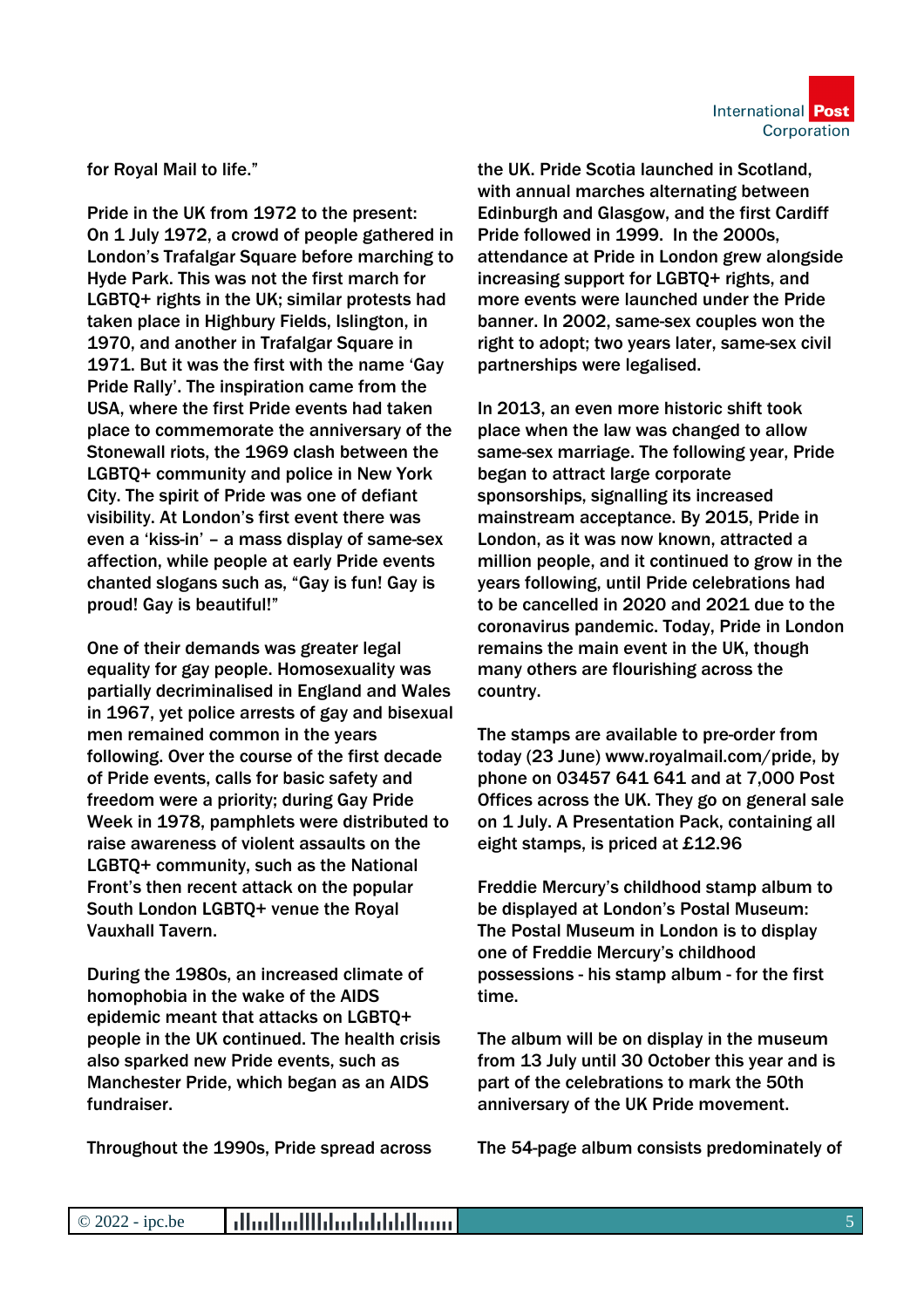for Royal Mail to life."

Pride in the UK from 1972 to the present:
On 1 July 1972, a crowd of people gathered in London's Trafalgar Square before marching to Hyde Park. This was not the first march for LGBTQ+ rights in the UK; similar protests had taken place in Highbury Fields, Islington, in 1970, and another in Trafalgar Square in 1971. But it was the first with the name 'Gay Pride Rally'. The inspiration came from the USA, where the first Pride events had taken place to commemorate the anniversary of the Stonewall riots, the 1969 clash between the LGBTQ+ community and police in New York City. The spirit of Pride was one of defiant visibility. At London's first event there was even a 'kiss-in' – a mass display of same-sex affection, while people at early Pride events chanted slogans such as, "Gay is fun! Gay is proud! Gay is beautiful!"

One of their demands was greater legal equality for gay people. Homosexuality was partially decriminalised in England and Wales in 1967, yet police arrests of gay and bisexual men remained common in the years following. Over the course of the first decade of Pride events, calls for basic safety and freedom were a priority; during Gay Pride Week in 1978, pamphlets were distributed to raise awareness of violent assaults on the LGBTQ+ community, such as the National Front's then recent attack on the popular South London LGBTQ+ venue the Royal Vauxhall Tavern.

During the 1980s, an increased climate of homophobia in the wake of the AIDS epidemic meant that attacks on LGBTQ+ people in the UK continued. The health crisis also sparked new Pride events, such as Manchester Pride, which began as an AIDS fundraiser.

Throughout the 1990s, Pride spread across the UK. Pride Scotia launched in Scotland, with annual marches alternating between Edinburgh and Glasgow, and the first Cardiff Pride followed in 1999. In the 2000s, attendance at Pride in London grew alongside increasing support for LGBTQ+ rights, and more events were launched under the Pride banner. In 2002, same-sex couples won the right to adopt; two years later, same-sex civil partnerships were legalised.

In 2013, an even more historic shift took place when the law was changed to allow same-sex marriage. The following year, Pride began to attract large corporate sponsorships, signalling its increased mainstream acceptance. By 2015, Pride in London, as it was now known, attracted a million people, and it continued to grow in the years following, until Pride celebrations had to be cancelled in 2020 and 2021 due to the coronavirus pandemic. Today, Pride in London remains the main event in the UK, though many others are flourishing across the country.

The stamps are available to pre-order from today (23 June) www.royalmail.com/pride, by phone on 03457 641 641 and at 7,000 Post Offices across the UK. They go on general sale on 1 July. A Presentation Pack, containing all eight stamps, is priced at £12.96

Freddie Mercury's childhood stamp album to be displayed at London's Postal Museum:
The Postal Museum in London is to display one of Freddie Mercury's childhood possessions - his stamp album - for the first time.

The album will be on display in the museum from 13 July until 30 October this year and is part of the celebrations to mark the 50th anniversary of the UK Pride movement.

The 54-page album consists predominately of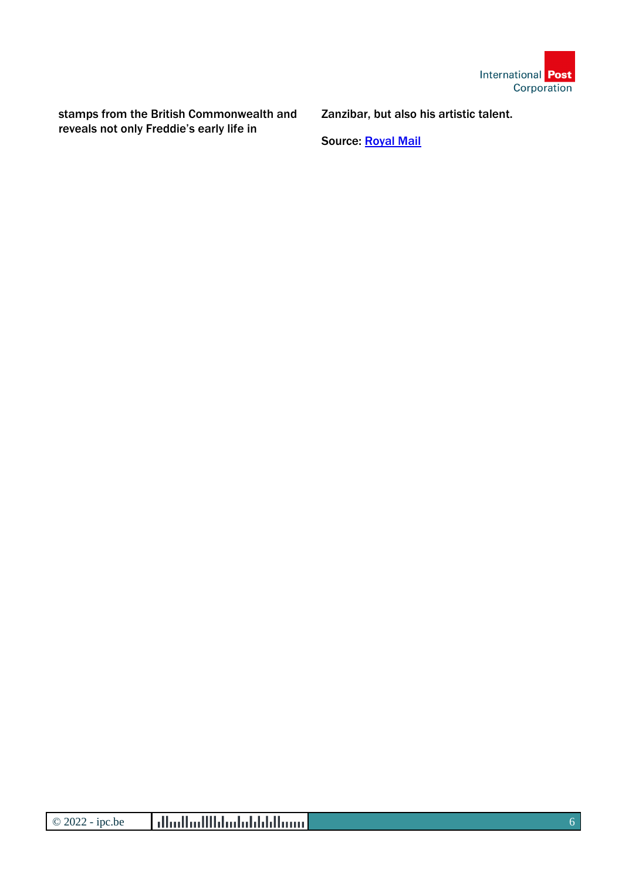**stamps from the British Commonwealth and reveals not only Freddie's early life in Zanzibar, but also his artistic talent.**

**Source: Royal Mail**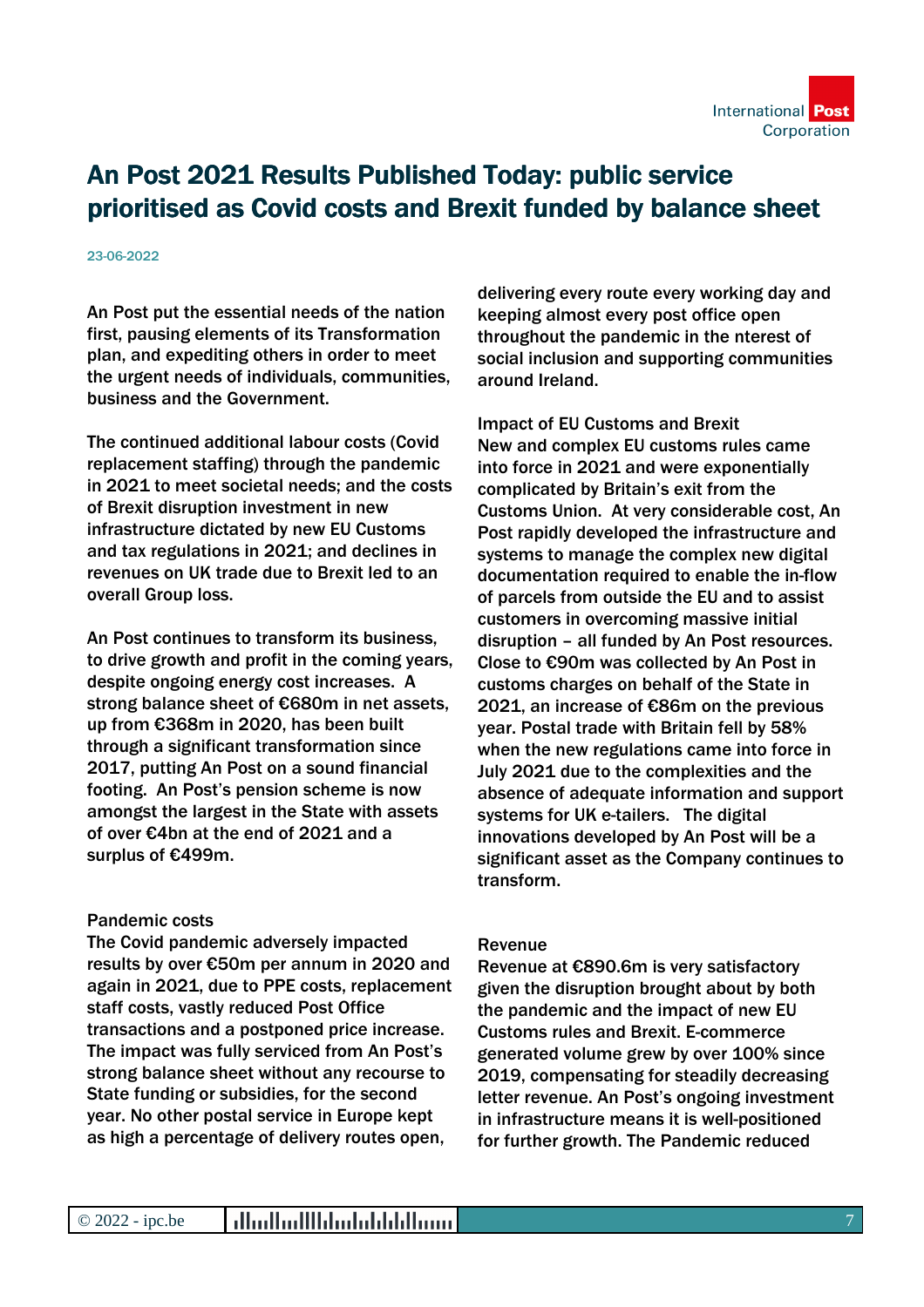# An Post 2021 Results Published Today: public service prioritised as Covid costs and Brexit funded by balance sheet

23-06-2022

An Post put the essential needs of the nation first, pausing elements of its Transformation plan, and expediting others in order to meet the urgent needs of individuals, communities, business and the Government.

The continued additional labour costs (Covid replacement staffing) through the pandemic in 2021 to meet societal needs; and the costs of Brexit disruption investment in new infrastructure dictated by new EU Customs and tax regulations in 2021; and declines in revenues on UK trade due to Brexit led to an overall Group loss.

An Post continues to transform its business, to drive growth and profit in the coming years, despite ongoing energy cost increases. A strong balance sheet of €680m in net assets, up from €368m in 2020, has been built through a significant transformation since 2017, putting An Post on a sound financial footing. An Post's pension scheme is now amongst the largest in the State with assets of over €4bn at the end of 2021 and a surplus of €499m.

Pandemic costs

The Covid pandemic adversely impacted results by over €50m per annum in 2020 and again in 2021, due to PPE costs, replacement staff costs, vastly reduced Post Office transactions and a postponed price increase. The impact was fully serviced from An Post's strong balance sheet without any recourse to State funding or subsidies, for the second year. No other postal service in Europe kept as high a percentage of delivery routes open, delivering every route every working day and keeping almost every post office open throughout the pandemic in the nterest of social inclusion and supporting communities around Ireland.

Impact of EU Customs and Brexit

New and complex EU customs rules came into force in 2021 and were exponentially complicated by Britain's exit from the Customs Union. At very considerable cost, An Post rapidly developed the infrastructure and systems to manage the complex new digital documentation required to enable the in-flow of parcels from outside the EU and to assist customers in overcoming massive initial disruption – all funded by An Post resources. Close to €90m was collected by An Post in customs charges on behalf of the State in 2021, an increase of €86m on the previous year. Postal trade with Britain fell by 58% when the new regulations came into force in July 2021 due to the complexities and the absence of adequate information and support systems for UK e-tailers. The digital innovations developed by An Post will be a significant asset as the Company continues to transform.

Revenue

Revenue at €890.6m is very satisfactory given the disruption brought about by both the pandemic and the impact of new EU Customs rules and Brexit. E-commerce generated volume grew by over 100% since 2019, compensating for steadily decreasing letter revenue. An Post's ongoing investment in infrastructure means it is well-positioned for further growth. The Pandemic reduced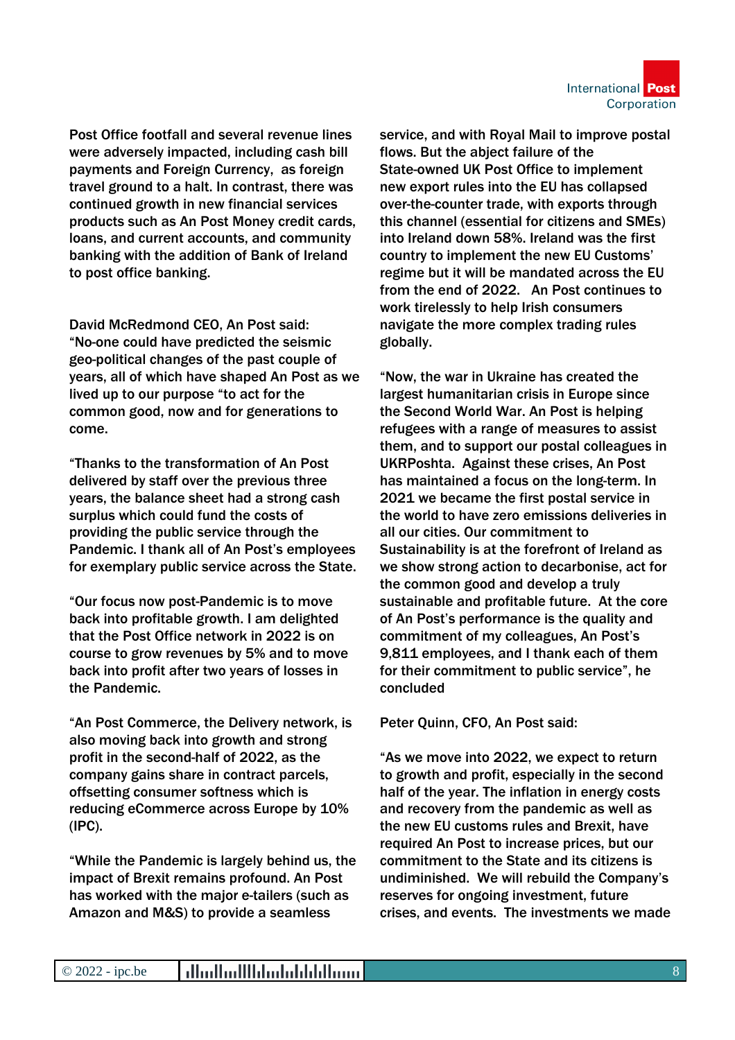Post Office footfall and several revenue lines were adversely impacted, including cash bill payments and Foreign Currency, as foreign travel ground to a halt. In contrast, there was continued growth in new financial services products such as An Post Money credit cards, loans, and current accounts, and community banking with the addition of Bank of Ireland to post office banking.

David McRedmond CEO, An Post said: "No-one could have predicted the seismic geo-political changes of the past couple of years, all of which have shaped An Post as we lived up to our purpose "to act for the common good, now and for generations to come.

"Thanks to the transformation of An Post delivered by staff over the previous three years, the balance sheet had a strong cash surplus which could fund the costs of providing the public service through the Pandemic. I thank all of An Post's employees for exemplary public service across the State.

"Our focus now post-Pandemic is to move back into profitable growth. I am delighted that the Post Office network in 2022 is on course to grow revenues by 5% and to move back into profit after two years of losses in the Pandemic.

"An Post Commerce, the Delivery network, is also moving back into growth and strong profit in the second-half of 2022, as the company gains share in contract parcels, offsetting consumer softness which is reducing eCommerce across Europe by 10% (IPC).

"While the Pandemic is largely behind us, the impact of Brexit remains profound. An Post has worked with the major e-tailers (such as Amazon and M&S) to provide a seamless service, and with Royal Mail to improve postal flows. But the abject failure of the State-owned UK Post Office to implement new export rules into the EU has collapsed over-the-counter trade, with exports through this channel (essential for citizens and SMEs) into Ireland down 58%. Ireland was the first country to implement the new EU Customs' regime but it will be mandated across the EU from the end of 2022. An Post continues to work tirelessly to help Irish consumers navigate the more complex trading rules globally.

"Now, the war in Ukraine has created the largest humanitarian crisis in Europe since the Second World War. An Post is helping refugees with a range of measures to assist them, and to support our postal colleagues in UKRPoshta. Against these crises, An Post has maintained a focus on the long-term. In 2021 we became the first postal service in the world to have zero emissions deliveries in all our cities. Our commitment to Sustainability is at the forefront of Ireland as we show strong action to decarbonise, act for the common good and develop a truly sustainable and profitable future. At the core of An Post's performance is the quality and commitment of my colleagues, An Post's 9,811 employees, and I thank each of them for their commitment to public service", he concluded

Peter Quinn, CFO, An Post said:

"As we move into 2022, we expect to return to growth and profit, especially in the second half of the year. The inflation in energy costs and recovery from the pandemic as well as the new EU customs rules and Brexit, have required An Post to increase prices, but our commitment to the State and its citizens is undiminished. We will rebuild the Company's reserves for ongoing investment, future crises, and events. The investments we made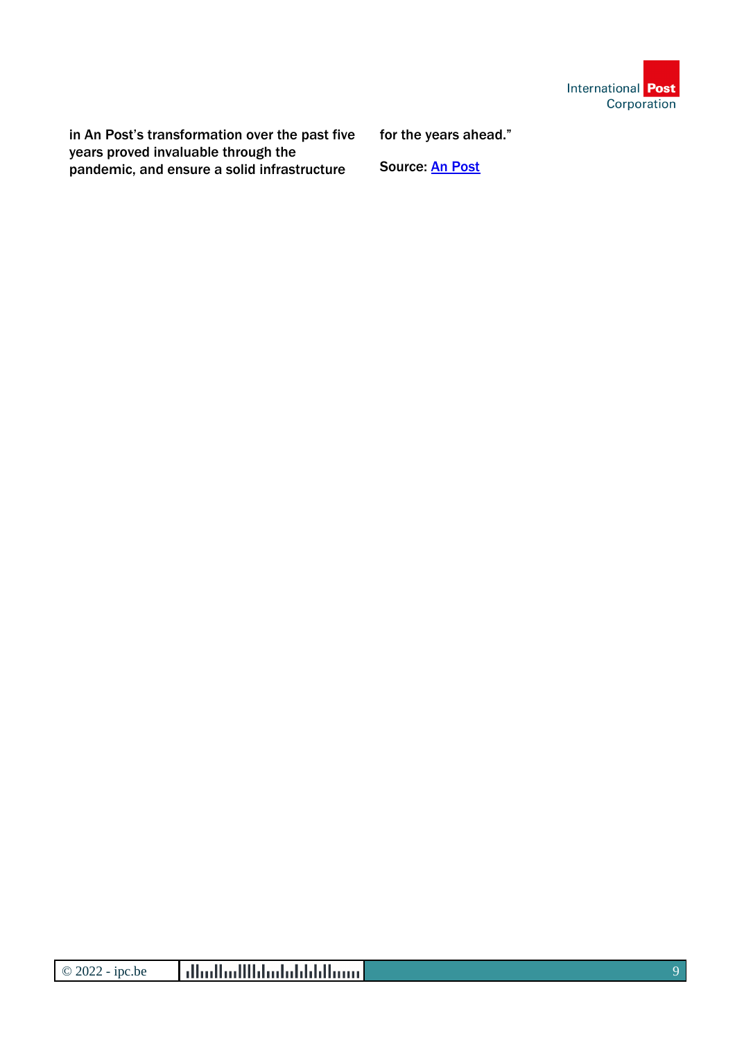in An Post's transformation over the past five years proved invaluable through the pandemic, and ensure a solid infrastructure for the years ahead."

Source: An Post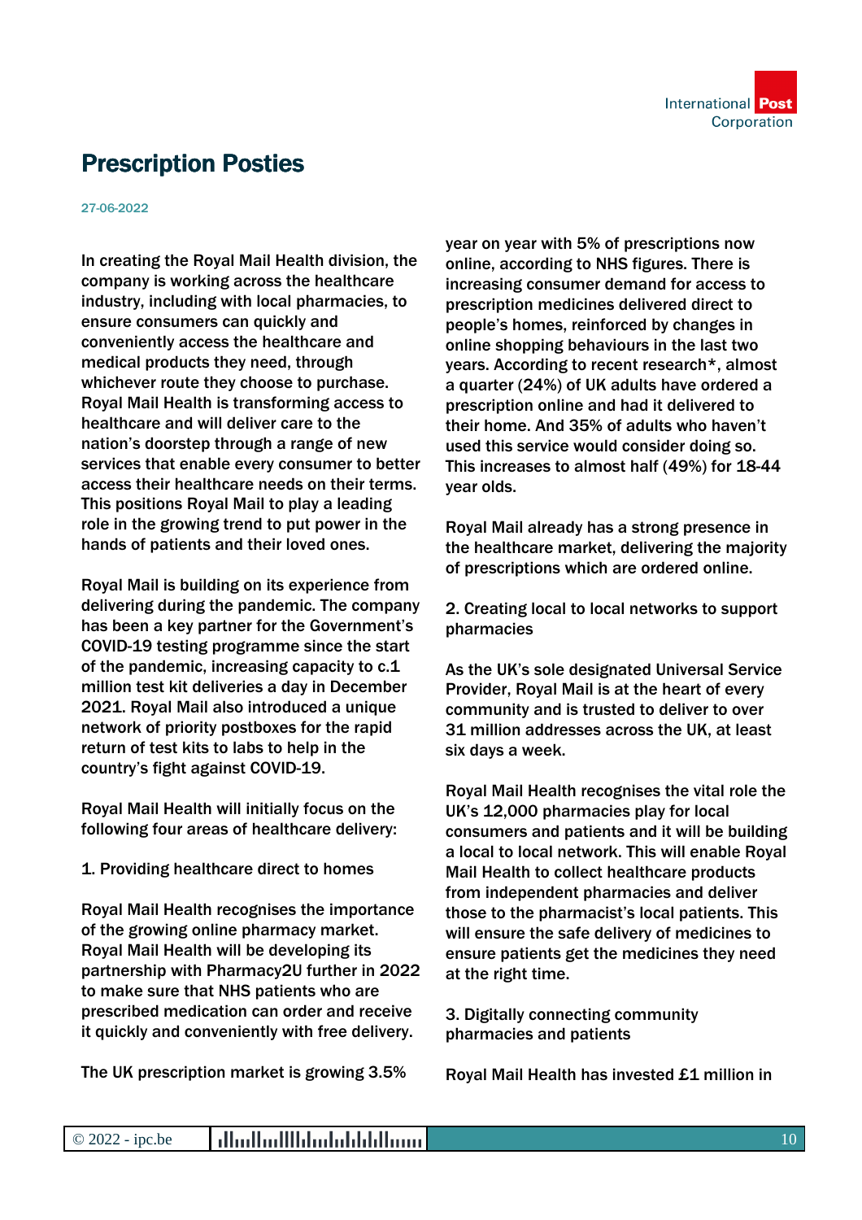# Prescription Posties

27-06-2022

In creating the Royal Mail Health division, the company is working across the healthcare industry, including with local pharmacies, to ensure consumers can quickly and conveniently access the healthcare and medical products they need, through whichever route they choose to purchase. Royal Mail Health is transforming access to healthcare and will deliver care to the nation's doorstep through a range of new services that enable every consumer to better access their healthcare needs on their terms. This positions Royal Mail to play a leading role in the growing trend to put power in the hands of patients and their loved ones.

Royal Mail is building on its experience from delivering during the pandemic. The company has been a key partner for the Government's COVID-19 testing programme since the start of the pandemic, increasing capacity to c.1 million test kit deliveries a day in December 2021. Royal Mail also introduced a unique network of priority postboxes for the rapid return of test kits to labs to help in the country's fight against COVID-19.

Royal Mail Health will initially focus on the following four areas of healthcare delivery:

1. Providing healthcare direct to homes

Royal Mail Health recognises the importance of the growing online pharmacy market. Royal Mail Health will be developing its partnership with Pharmacy2U further in 2022 to make sure that NHS patients who are prescribed medication can order and receive it quickly and conveniently with free delivery.

The UK prescription market is growing 3.5% year on year with 5% of prescriptions now online, according to NHS figures. There is increasing consumer demand for access to prescription medicines delivered direct to people's homes, reinforced by changes in online shopping behaviours in the last two years. According to recent research*, almost a quarter (24%) of UK adults have ordered a prescription online and had it delivered to their home. And 35% of adults who haven't used this service would consider doing so. This increases to almost half (49%) for 18-44 year olds.

Royal Mail already has a strong presence in the healthcare market, delivering the majority of prescriptions which are ordered online.

2. Creating local to local networks to support pharmacies

As the UK's sole designated Universal Service Provider, Royal Mail is at the heart of every community and is trusted to deliver to over 31 million addresses across the UK, at least six days a week.

Royal Mail Health recognises the vital role the UK's 12,000 pharmacies play for local consumers and patients and it will be building a local to local network. This will enable Royal Mail Health to collect healthcare products from independent pharmacies and deliver those to the pharmacist's local patients. This will ensure the safe delivery of medicines to ensure patients get the medicines they need at the right time.

3. Digitally connecting community pharmacies and patients

Royal Mail Health has invested £1 million in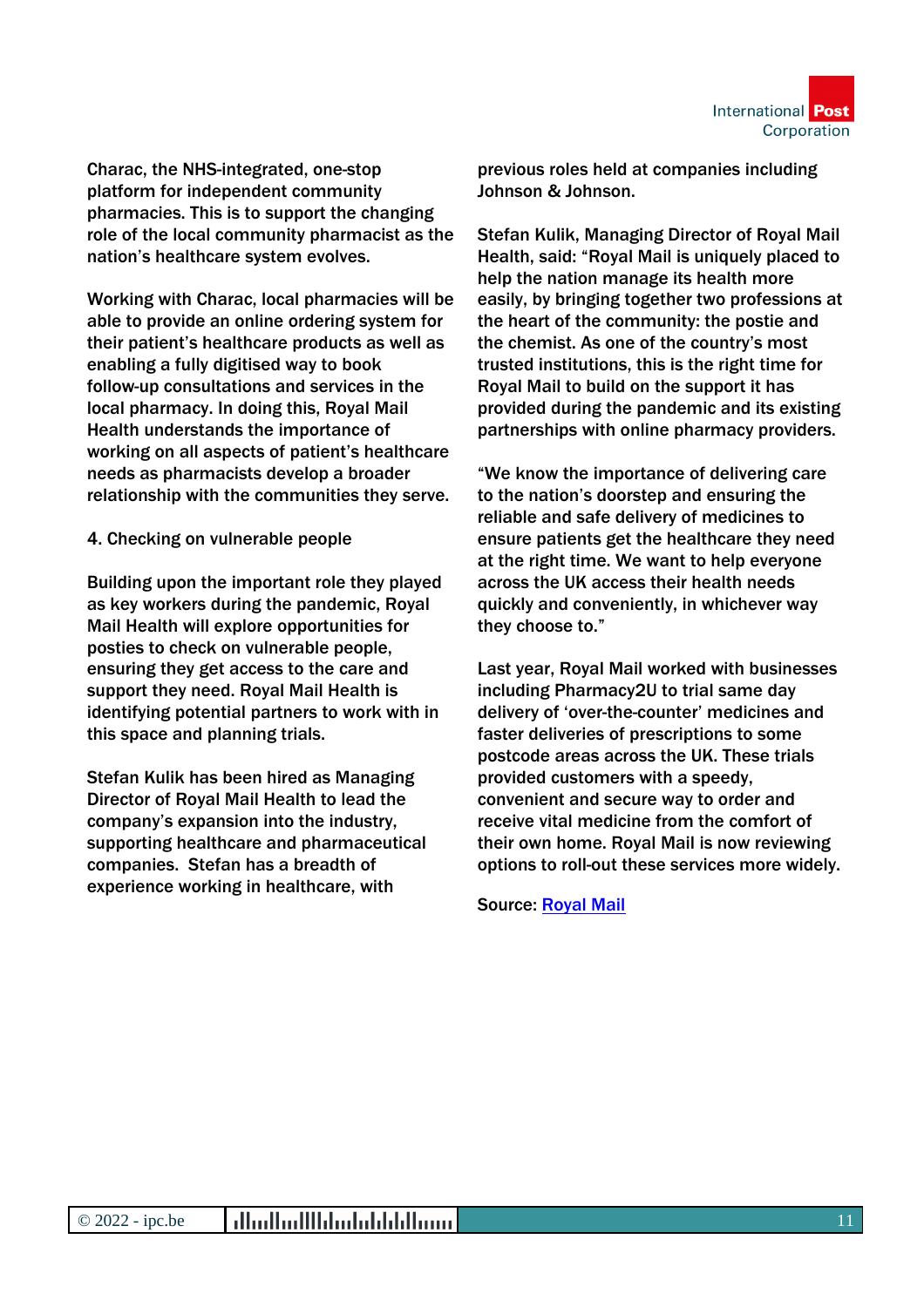Charac, the NHS-integrated, one-stop platform for independent community pharmacies. This is to support the changing role of the local community pharmacist as the nation's healthcare system evolves.

Working with Charac, local pharmacies will be able to provide an online ordering system for their patient's healthcare products as well as enabling a fully digitised way to book follow-up consultations and services in the local pharmacy. In doing this, Royal Mail Health understands the importance of working on all aspects of patient's healthcare needs as pharmacists develop a broader relationship with the communities they serve.

4. Checking on vulnerable people

Building upon the important role they played as key workers during the pandemic, Royal Mail Health will explore opportunities for posties to check on vulnerable people, ensuring they get access to the care and support they need. Royal Mail Health is identifying potential partners to work with in this space and planning trials.

Stefan Kulik has been hired as Managing Director of Royal Mail Health to lead the company's expansion into the industry, supporting healthcare and pharmaceutical companies. Stefan has a breadth of experience working in healthcare, with previous roles held at companies including Johnson & Johnson.

Stefan Kulik, Managing Director of Royal Mail Health, said: "Royal Mail is uniquely placed to help the nation manage its health more easily, by bringing together two professions at the heart of the community: the postie and the chemist. As one of the country's most trusted institutions, this is the right time for Royal Mail to build on the support it has provided during the pandemic and its existing partnerships with online pharmacy providers.

"We know the importance of delivering care to the nation's doorstep and ensuring the reliable and safe delivery of medicines to ensure patients get the healthcare they need at the right time. We want to help everyone across the UK access their health needs quickly and conveniently, in whichever way they choose to."

Last year, Royal Mail worked with businesses including Pharmacy2U to trial same day delivery of 'over-the-counter' medicines and faster deliveries of prescriptions to some postcode areas across the UK. These trials provided customers with a speedy, convenient and secure way to order and receive vital medicine from the comfort of their own home. Royal Mail is now reviewing options to roll-out these services more widely.

Source: [Royal Mail]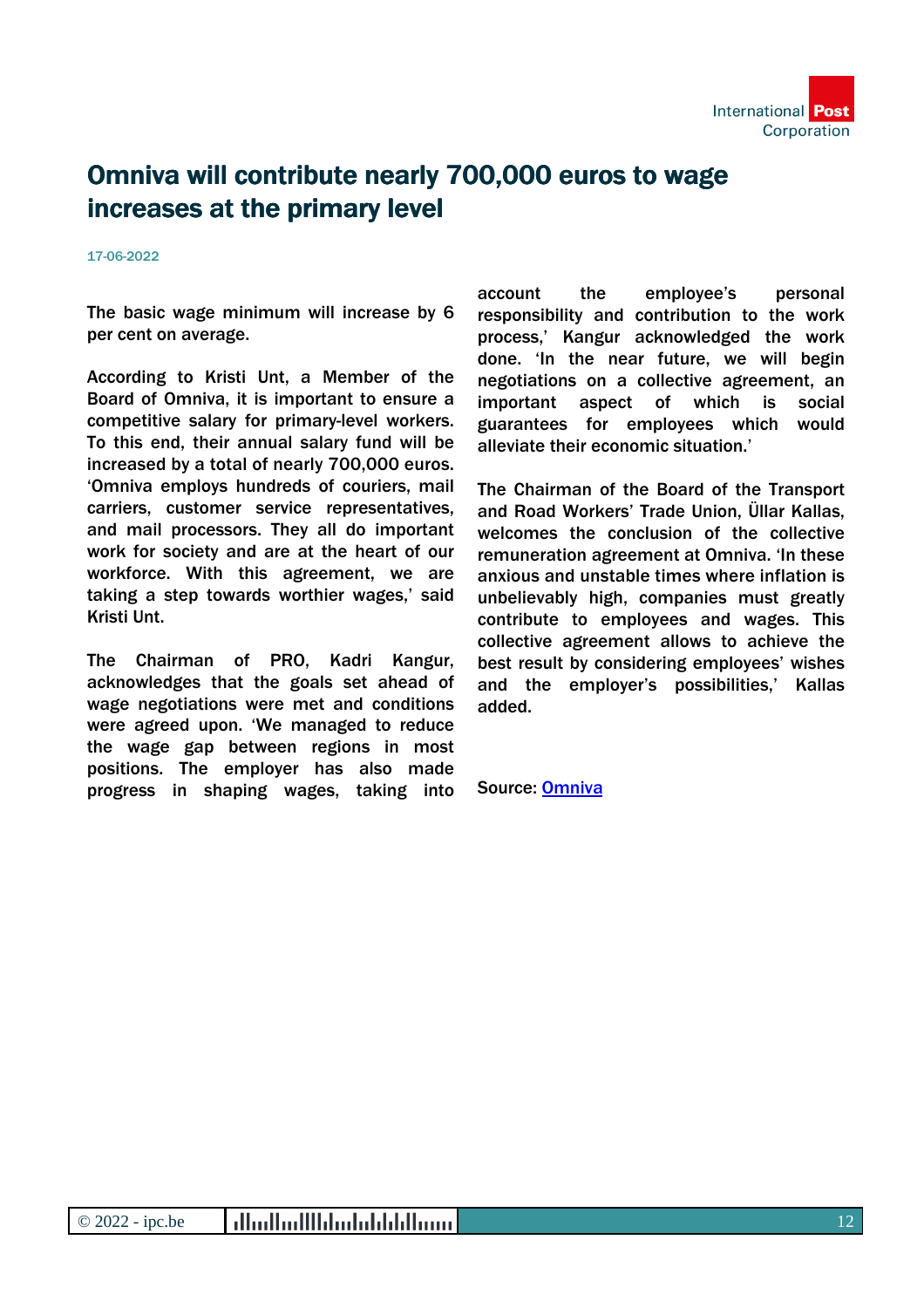# Omniva will contribute nearly 700,000 euros to wage increases at the primary level

17-06-2022

The basic wage minimum will increase by 6 per cent on average.

According to Kristi Unt, a Member of the Board of Omniva, it is important to ensure a competitive salary for primary-level workers. To this end, their annual salary fund will be increased by a total of nearly 700,000 euros. 'Omniva employs hundreds of couriers, mail carriers, customer service representatives, and mail processors. They all do important work for society and are at the heart of our workforce. With this agreement, we are taking a step towards worthier wages,' said Kristi Unt.

The Chairman of PRO, Kadri Kangur, acknowledges that the goals set ahead of wage negotiations were met and conditions were agreed upon. 'We managed to reduce the wage gap between regions in most positions. The employer has also made progress in shaping wages, taking into account the employee's personal responsibility and contribution to the work process,' Kangur acknowledged the work done. 'In the near future, we will begin negotiations on a collective agreement, an important aspect of which is social guarantees for employees which would alleviate their economic situation.'

The Chairman of the Board of the Transport and Road Workers' Trade Union, Üllar Kallas, welcomes the conclusion of the collective remuneration agreement at Omniva. 'In these anxious and unstable times where inflation is unbelievably high, companies must greatly contribute to employees and wages. This collective agreement allows to achieve the best result by considering employees' wishes and the employer's possibilities,' Kallas added.

Source: Omniva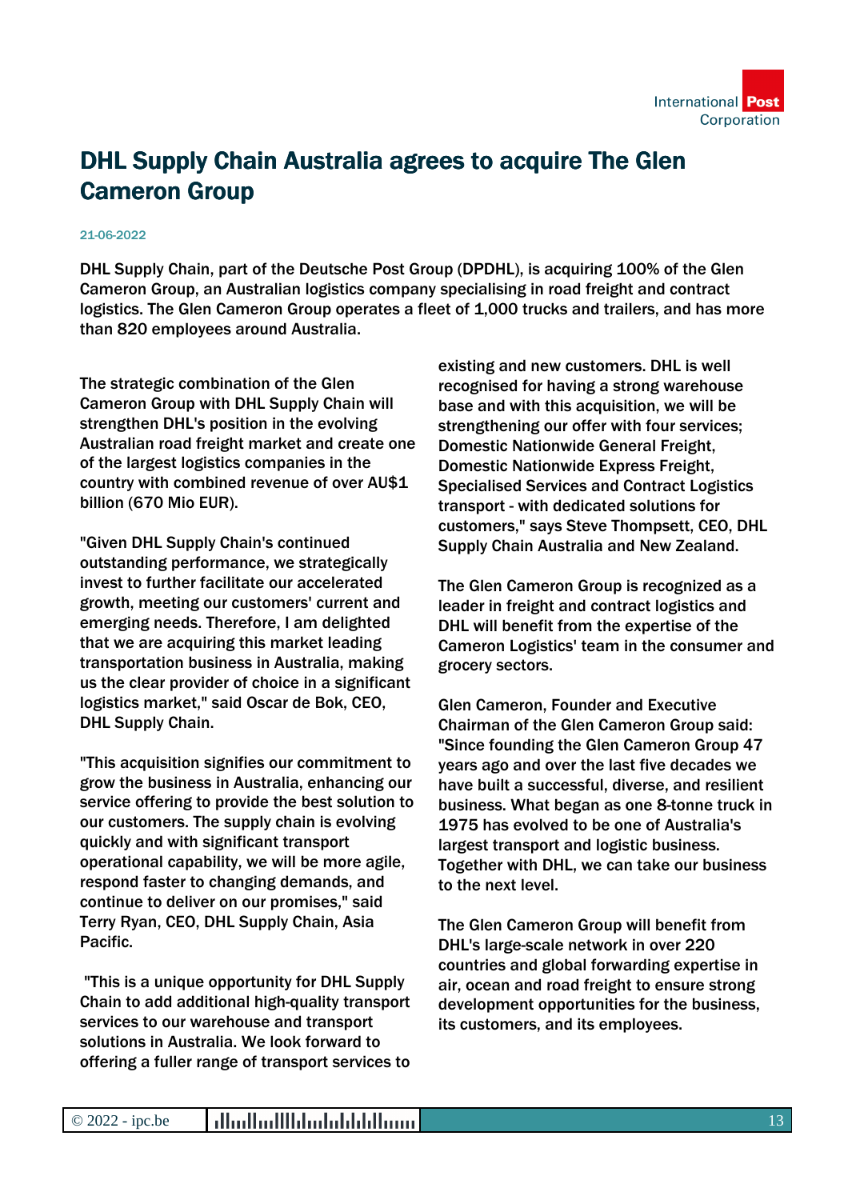# DHL Supply Chain Australia agrees to acquire The Glen Cameron Group

21-06-2022

DHL Supply Chain, part of the Deutsche Post Group (DPDHL), is acquiring 100% of the Glen Cameron Group, an Australian logistics company specialising in road freight and contract logistics. The Glen Cameron Group operates a fleet of 1,000 trucks and trailers, and has more than 820 employees around Australia.

The strategic combination of the Glen Cameron Group with DHL Supply Chain will strengthen DHL's position in the evolving Australian road freight market and create one of the largest logistics companies in the country with combined revenue of over AU$1 billion (670 Mio EUR).

"Given DHL Supply Chain's continued outstanding performance, we strategically invest to further facilitate our accelerated growth, meeting our customers' current and emerging needs. Therefore, I am delighted that we are acquiring this market leading transportation business in Australia, making us the clear provider of choice in a significant logistics market," said Oscar de Bok, CEO, DHL Supply Chain.

"This acquisition signifies our commitment to grow the business in Australia, enhancing our service offering to provide the best solution to our customers. The supply chain is evolving quickly and with significant transport operational capability, we will be more agile, respond faster to changing demands, and continue to deliver on our promises," said Terry Ryan, CEO, DHL Supply Chain, Asia Pacific.

"This is a unique opportunity for DHL Supply Chain to add additional high-quality transport services to our warehouse and transport solutions in Australia. We look forward to offering a fuller range of transport services to existing and new customers. DHL is well recognised for having a strong warehouse base and with this acquisition, we will be strengthening our offer with four services; Domestic Nationwide General Freight, Domestic Nationwide Express Freight, Specialised Services and Contract Logistics transport - with dedicated solutions for customers," says Steve Thompsett, CEO, DHL Supply Chain Australia and New Zealand.

The Glen Cameron Group is recognized as a leader in freight and contract logistics and DHL will benefit from the expertise of the Cameron Logistics' team in the consumer and grocery sectors.

Glen Cameron, Founder and Executive Chairman of the Glen Cameron Group said: "Since founding the Glen Cameron Group 47 years ago and over the last five decades we have built a successful, diverse, and resilient business. What began as one 8-tonne truck in 1975 has evolved to be one of Australia's largest transport and logistic business. Together with DHL, we can take our business to the next level.

The Glen Cameron Group will benefit from DHL's large-scale network in over 220 countries and global forwarding expertise in air, ocean and road freight to ensure strong development opportunities for the business, its customers, and its employees.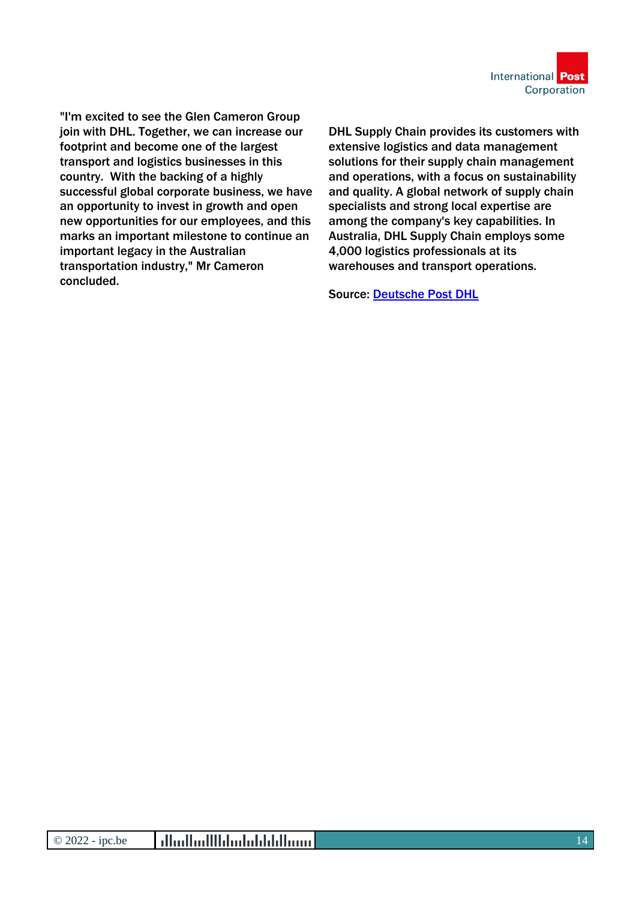"I'm excited to see the Glen Cameron Group join with DHL. Together, we can increase our footprint and become one of the largest transport and logistics businesses in this country. With the backing of a highly successful global corporate business, we have an opportunity to invest in growth and open new opportunities for our employees, and this marks an important milestone to continue an important legacy in the Australian transportation industry," Mr Cameron concluded.

DHL Supply Chain provides its customers with extensive logistics and data management solutions for their supply chain management and operations, with a focus on sustainability and quality. A global network of supply chain specialists and strong local expertise are among the company's key capabilities. In Australia, DHL Supply Chain employs some 4,000 logistics professionals at its warehouses and transport operations.

Source: Deutsche Post DHL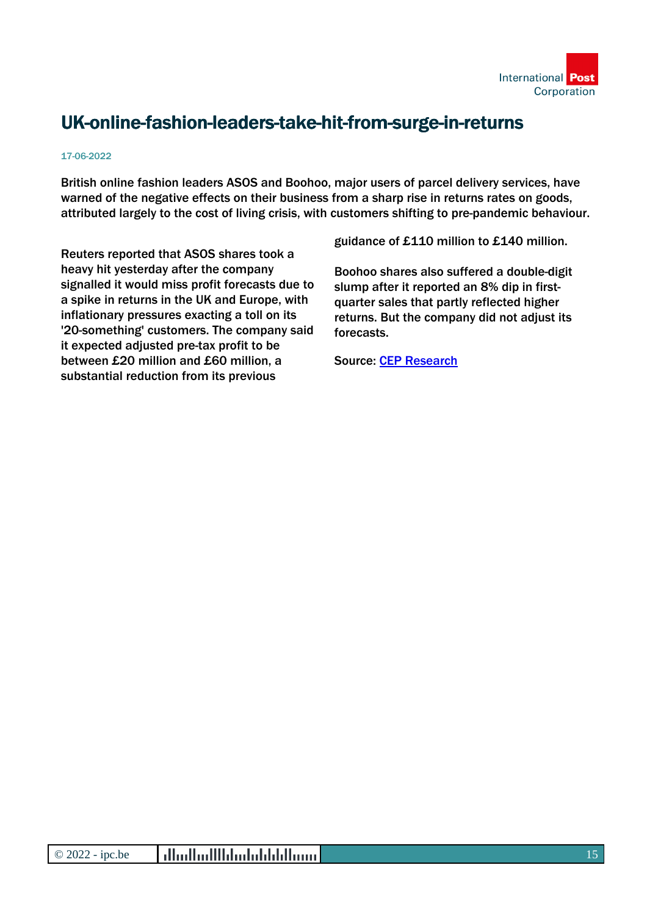# UK-online-fashion-leaders-take-hit-from-surge-in-returns

17-06-2022

**British online fashion leaders ASOS and Boohoo, major users of parcel delivery services, have warned of the negative effects on their business from a sharp rise in returns rates on goods, attributed largely to the cost of living crisis, with customers shifting to pre-pandemic behaviour.**

Reuters reported that ASOS shares took a heavy hit yesterday after the company signalled it would miss profit forecasts due to a spike in returns in the UK and Europe, with inflationary pressures exacting a toll on its '20-something' customers. The company said it expected adjusted pre-tax profit to be between £20 million and £60 million, a substantial reduction from its previous guidance of £110 million to £140 million.

Boohoo shares also suffered a double-digit slump after it reported an 8% dip in first-quarter sales that partly reflected higher returns. But the company did not adjust its forecasts.

Source: [CEP Research]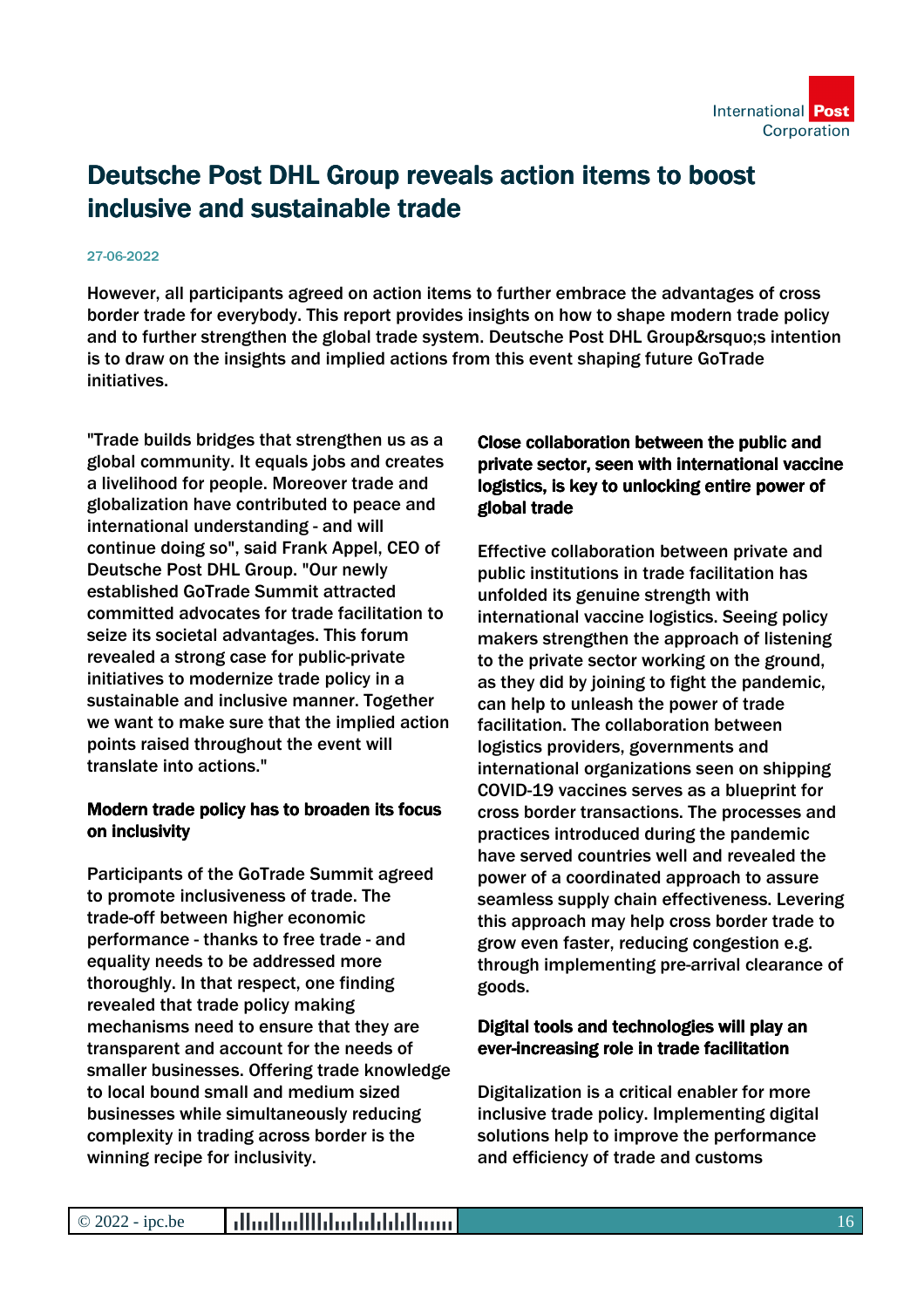# Deutsche Post DHL Group reveals action items to boost inclusive and sustainable trade

27-06-2022

However, all participants agreed on action items to further embrace the advantages of cross border trade for everybody. This report provides insights on how to shape modern trade policy and to further strengthen the global trade system. Deutsche Post DHL Group&rsquo;s intention is to draw on the insights and implied actions from this event shaping future GoTrade initiatives.

"Trade builds bridges that strengthen us as a global community. It equals jobs and creates a livelihood for people. Moreover trade and globalization have contributed to peace and international understanding - and will continue doing so", said Frank Appel, CEO of Deutsche Post DHL Group. "Our newly established GoTrade Summit attracted committed advocates for trade facilitation to seize its societal advantages. This forum revealed a strong case for public-private initiatives to modernize trade policy in a sustainable and inclusive manner. Together we want to make sure that the implied action points raised throughout the event will translate into actions."

**Modern trade policy has to broaden its focus on inclusivity**

Participants of the GoTrade Summit agreed to promote inclusiveness of trade. The trade-off between higher economic performance - thanks to free trade - and equality needs to be addressed more thoroughly. In that respect, one finding revealed that trade policy making mechanisms need to ensure that they are transparent and account for the needs of smaller businesses. Offering trade knowledge to local bound small and medium sized businesses while simultaneously reducing complexity in trading across border is the winning recipe for inclusivity.

**Close collaboration between the public and private sector, seen with international vaccine logistics, is key to unlocking entire power of global trade**

Effective collaboration between private and public institutions in trade facilitation has unfolded its genuine strength with international vaccine logistics. Seeing policy makers strengthen the approach of listening to the private sector working on the ground, as they did by joining to fight the pandemic, can help to unleash the power of trade facilitation. The collaboration between logistics providers, governments and international organizations seen on shipping COVID-19 vaccines serves as a blueprint for cross border transactions. The processes and practices introduced during the pandemic have served countries well and revealed the power of a coordinated approach to assure seamless supply chain effectiveness. Levering this approach may help cross border trade to grow even faster, reducing congestion e.g. through implementing pre-arrival clearance of goods.

**Digital tools and technologies will play an ever-increasing role in trade facilitation**

Digitalization is a critical enabler for more inclusive trade policy. Implementing digital solutions help to improve the performance and efficiency of trade and customs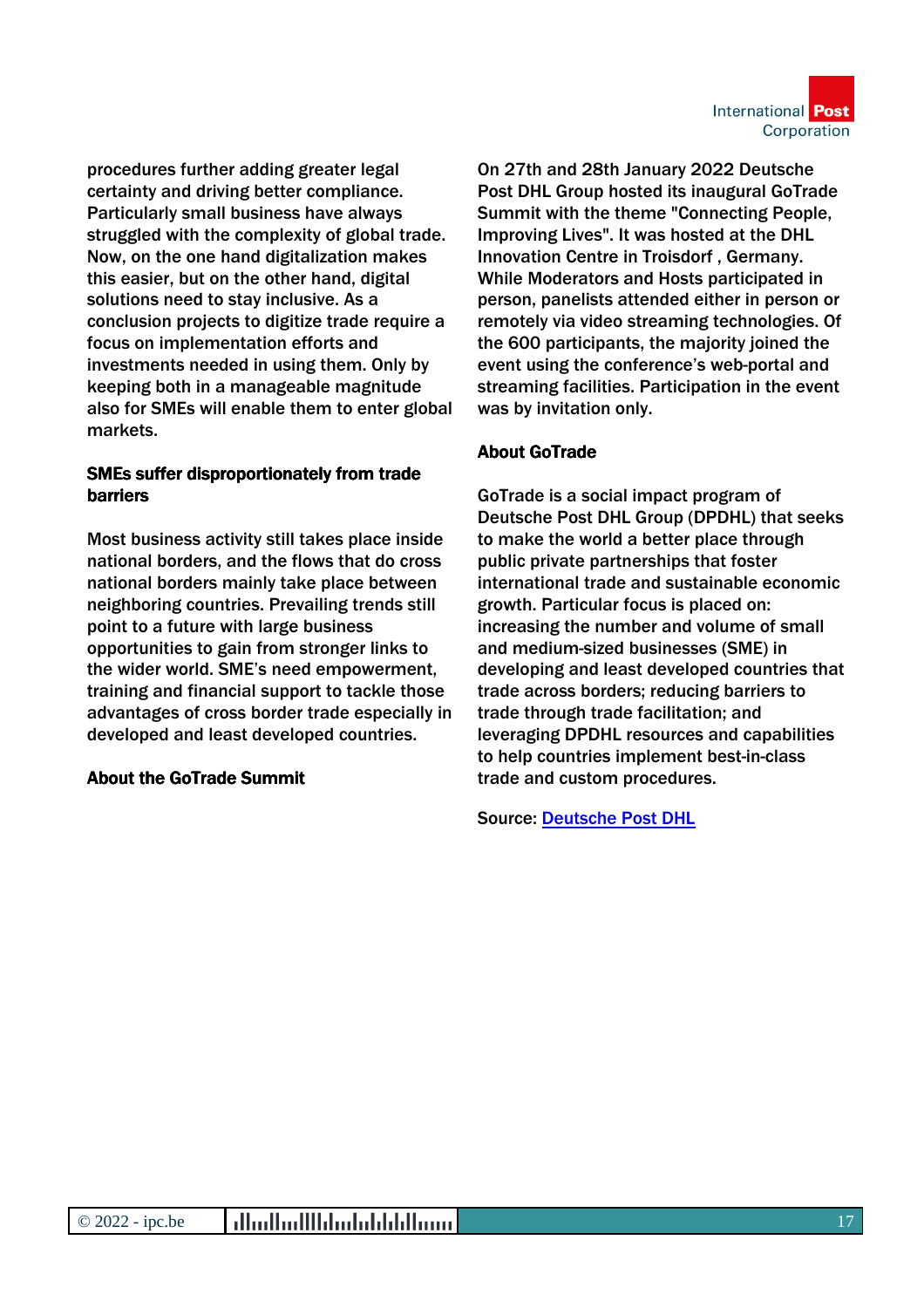procedures further adding greater legal certainty and driving better compliance. Particularly small business have always struggled with the complexity of global trade. Now, on the one hand digitalization makes this easier, but on the other hand, digital solutions need to stay inclusive. As a conclusion projects to digitize trade require a focus on implementation efforts and investments needed in using them. Only by keeping both in a manageable magnitude also for SMEs will enable them to enter global markets.

**SMEs suffer disproportionately from trade barriers**

Most business activity still takes place inside national borders, and the flows that do cross national borders mainly take place between neighboring countries. Prevailing trends still point to a future with large business opportunities to gain from stronger links to the wider world. SME's need empowerment, training and financial support to tackle those advantages of cross border trade especially in developed and least developed countries.

**About the GoTrade Summit**

On 27th and 28th January 2022 Deutsche Post DHL Group hosted its inaugural GoTrade Summit with the theme "Connecting People, Improving Lives". It was hosted at the DHL Innovation Centre in Troisdorf , Germany. While Moderators and Hosts participated in person, panelists attended either in person or remotely via video streaming technologies. Of the 600 participants, the majority joined the event using the conference's web-portal and streaming facilities. Participation in the event was by invitation only.

**About GoTrade**

GoTrade is a social impact program of Deutsche Post DHL Group (DPDHL) that seeks to make the world a better place through public private partnerships that foster international trade and sustainable economic growth. Particular focus is placed on: increasing the number and volume of small and medium-sized businesses (SME) in developing and least developed countries that trade across borders; reducing barriers to trade through trade facilitation; and leveraging DPDHL resources and capabilities to help countries implement best-in-class trade and custom procedures.

Source: Deutsche Post DHL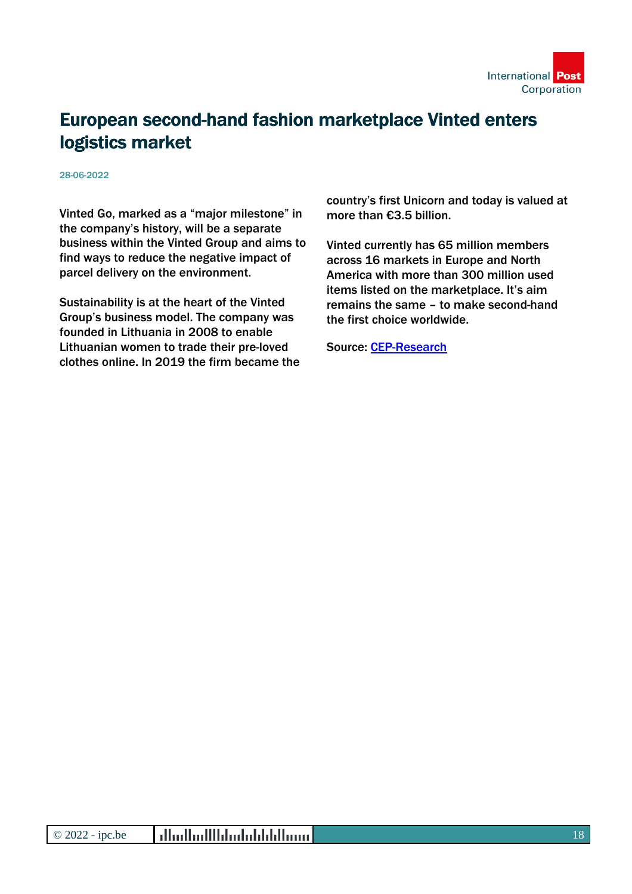# European second-hand fashion marketplace Vinted enters logistics market

28-06-2022

Vinted Go, marked as a “major milestone” in the company’s history, will be a separate business within the Vinted Group and aims to find ways to reduce the negative impact of parcel delivery on the environment.

Sustainability is at the heart of the Vinted Group’s business model. The company was founded in Lithuania in 2008 to enable Lithuanian women to trade their pre-loved clothes online. In 2019 the firm became the country’s first Unicorn and today is valued at more than €3.5 billion.

Vinted currently has 65 million members across 16 markets in Europe and North America with more than 300 million used items listed on the marketplace. It’s aim remains the same – to make second-hand the first choice worldwide.

Source: [CEP-Research]